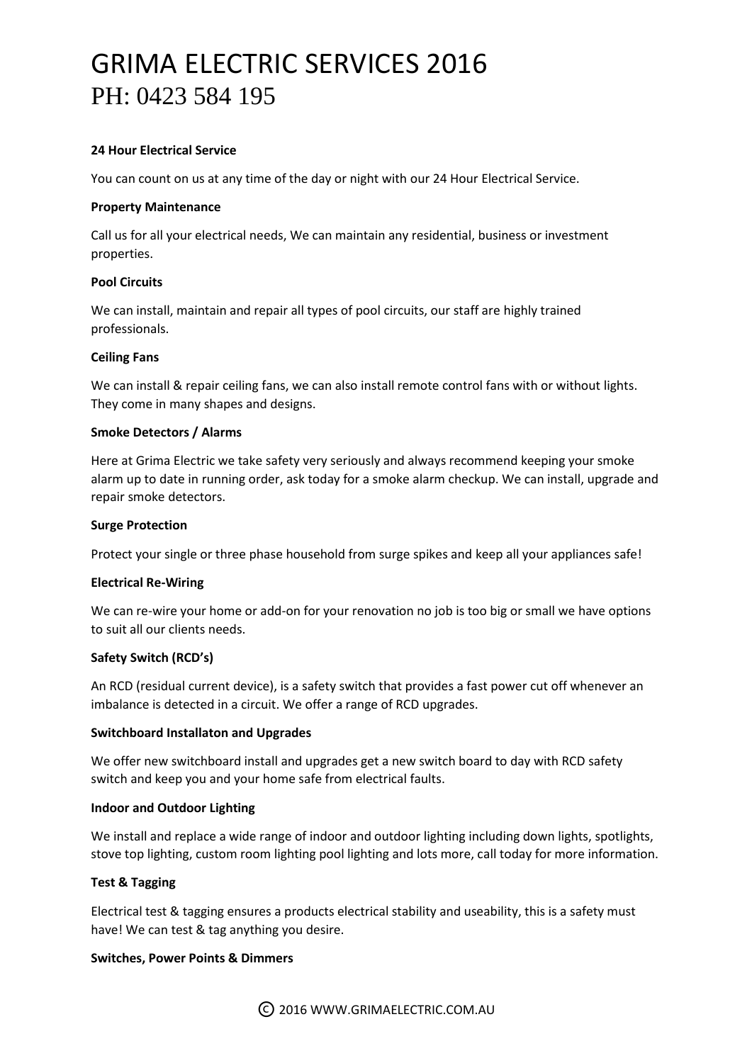# GRIMA ELECTRIC SERVICES 2016

## PH: 0423 584 195

**24 Hour Electrical Service**

You can count on us at any time of the day or night with our 24 Hour Electrical Service.

**Property Maintenance**

Call us for all your electrical needs, We can maintain any residential, business or investment properties.

**Pool Circuits**

We can install, maintain and repair all types of pool circuits, our staff are highly trained professionals.

**Ceiling Fans**

We can install & repair ceiling fans, we can also install remote control fans with or without lights. They come in many shapes and designs.

**Smoke Detectors / Alarms**

Here at Grima Electric we take safety very seriously and always recommend keeping your smoke alarm up to date in running order, ask today for a smoke alarm checkup. We can install, upgrade and repair smoke detectors.

**Surge Protection**

Protect your single or three phase household from surge spikes and keep all your appliances safe!

**Electrical Re-Wiring**

We can re-wire your home or add-on for your renovation no job is too big or small we have options to suit all our clients needs.

**Safety Switch (RCD's)**

An RCD (residual current device), is a safety switch that provides a fast power cut off whenever an imbalance is detected in a circuit. We offer a range of RCD upgrades.

**Switchboard Installaton and Upgrades**

We offer new switchboard install and upgrades get a new switch board to day with RCD safety switch and keep you and your home safe from electrical faults.

**Indoor and Outdoor Lighting**

We install and replace a wide range of indoor and outdoor lighting including down lights, spotlights, stove top lighting, custom room lighting pool lighting and lots more, call today for more information.

**Test & Tagging**

Electrical test & tagging ensures a products electrical stability and useability, this is a safety must have! We can test & tag anything you desire.

**Switches, Power Points & Dimmers**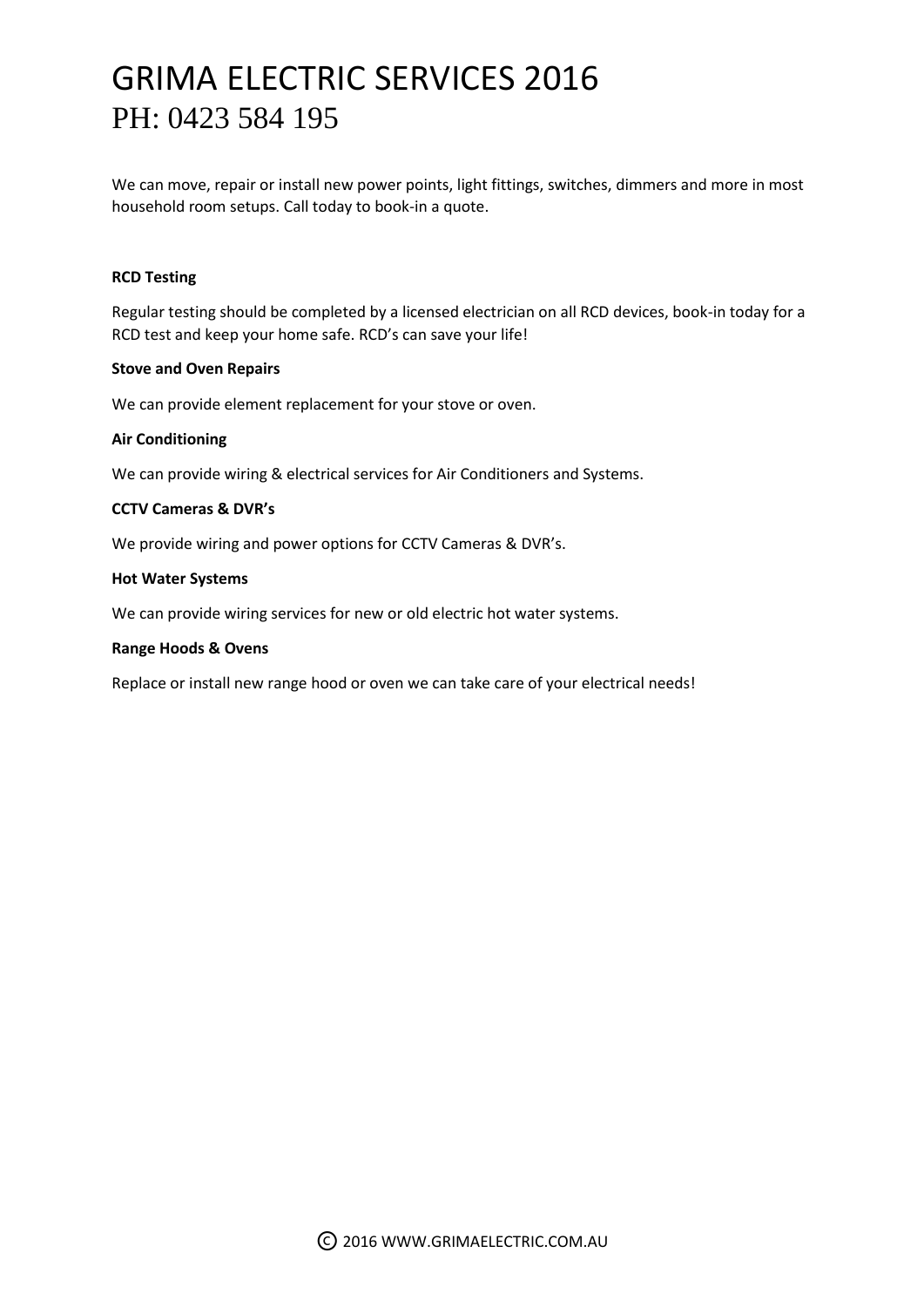# GRIMA ELECTRIC SERVICES 2016
PH: 0423 584 195

We can move, repair or install new power points, light fittings, switches, dimmers and more in most household room setups. Call today to book-in a quote.

**RCD Testing**

Regular testing should be completed by a licensed electrician on all RCD devices, book-in today for a RCD test and keep your home safe. RCD's can save your life!

**Stove and Oven Repairs**

We can provide element replacement for your stove or oven.

**Air Conditioning**

We can provide wiring & electrical services for Air Conditioners and Systems.

**CCTV Cameras & DVR's**

We provide wiring and power options for CCTV Cameras & DVR's.

**Hot Water Systems**

We can provide wiring services for new or old electric hot water systems.

**Range Hoods & Ovens**

Replace or install new range hood or oven we can take care of your electrical needs!

© 2016 WWW.GRIMAELECTRIC.COM.AU